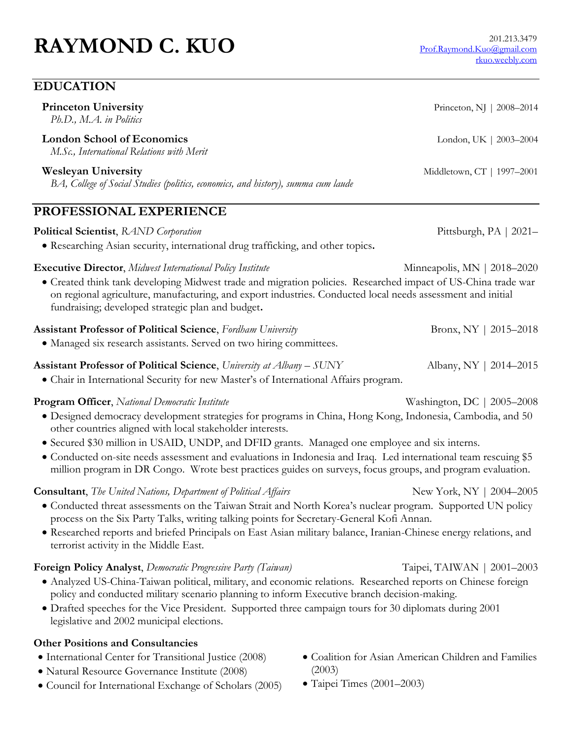# RAYMOND C. KUO

201.213.3479
Prof.Raymond.Kuo@gmail.com
rkuo.weebly.com

## EDUCATION

**Princeton University** — Princeton, NJ | 2008–2014
*Ph.D., M.A. in Politics*

**London School of Economics** — London, UK | 2003–2004
*M.Sc., International Relations with Merit*

**Wesleyan University** — Middletown, CT | 1997–2001
*BA, College of Social Studies (politics, economics, and history), summa cum laude*

## PROFESSIONAL EXPERIENCE

**Political Scientist**, *RAND Corporation* — Pittsburgh, PA | 2021–

- Researching Asian security, international drug trafficking, and other topics.

**Executive Director**, *Midwest International Policy Institute* — Minneapolis, MN | 2018–2020

- Created think tank developing Midwest trade and migration policies. Researched impact of US-China trade war on regional agriculture, manufacturing, and export industries. Conducted local needs assessment and initial fundraising; developed strategic plan and budget.

**Assistant Professor of Political Science**, *Fordham University* — Bronx, NY | 2015–2018

- Managed six research assistants. Served on two hiring committees.

**Assistant Professor of Political Science**, *University at Albany – SUNY* — Albany, NY | 2014–2015

- Chair in International Security for new Master's of International Affairs program.

**Program Officer**, *National Democratic Institute* — Washington, DC | 2005–2008

- Designed democracy development strategies for programs in China, Hong Kong, Indonesia, Cambodia, and 50 other countries aligned with local stakeholder interests.
- Secured $30 million in USAID, UNDP, and DFID grants. Managed one employee and six interns.
- Conducted on-site needs assessment and evaluations in Indonesia and Iraq. Led international team rescuing $5 million program in DR Congo. Wrote best practices guides on surveys, focus groups, and program evaluation.

**Consultant**, *The United Nations, Department of Political Affairs* — New York, NY | 2004–2005

- Conducted threat assessments on the Taiwan Strait and North Korea's nuclear program. Supported UN policy process on the Six Party Talks, writing talking points for Secretary-General Kofi Annan.
- Researched reports and briefed Principals on East Asian military balance, Iranian-Chinese energy relations, and terrorist activity in the Middle East.

**Foreign Policy Analyst**, *Democratic Progressive Party (Taiwan)* — Taipei, TAIWAN | 2001–2003

- Analyzed US-China-Taiwan political, military, and economic relations. Researched reports on Chinese foreign policy and conducted military scenario planning to inform Executive branch decision-making.
- Drafted speeches for the Vice President. Supported three campaign tours for 30 diplomats during 2001 legislative and 2002 municipal elections.

### Other Positions and Consultancies

- International Center for Transitional Justice (2008)
- Natural Resource Governance Institute (2008)
- Council for International Exchange of Scholars (2005)
- Coalition for Asian American Children and Families (2003)
- Taipei Times (2001–2003)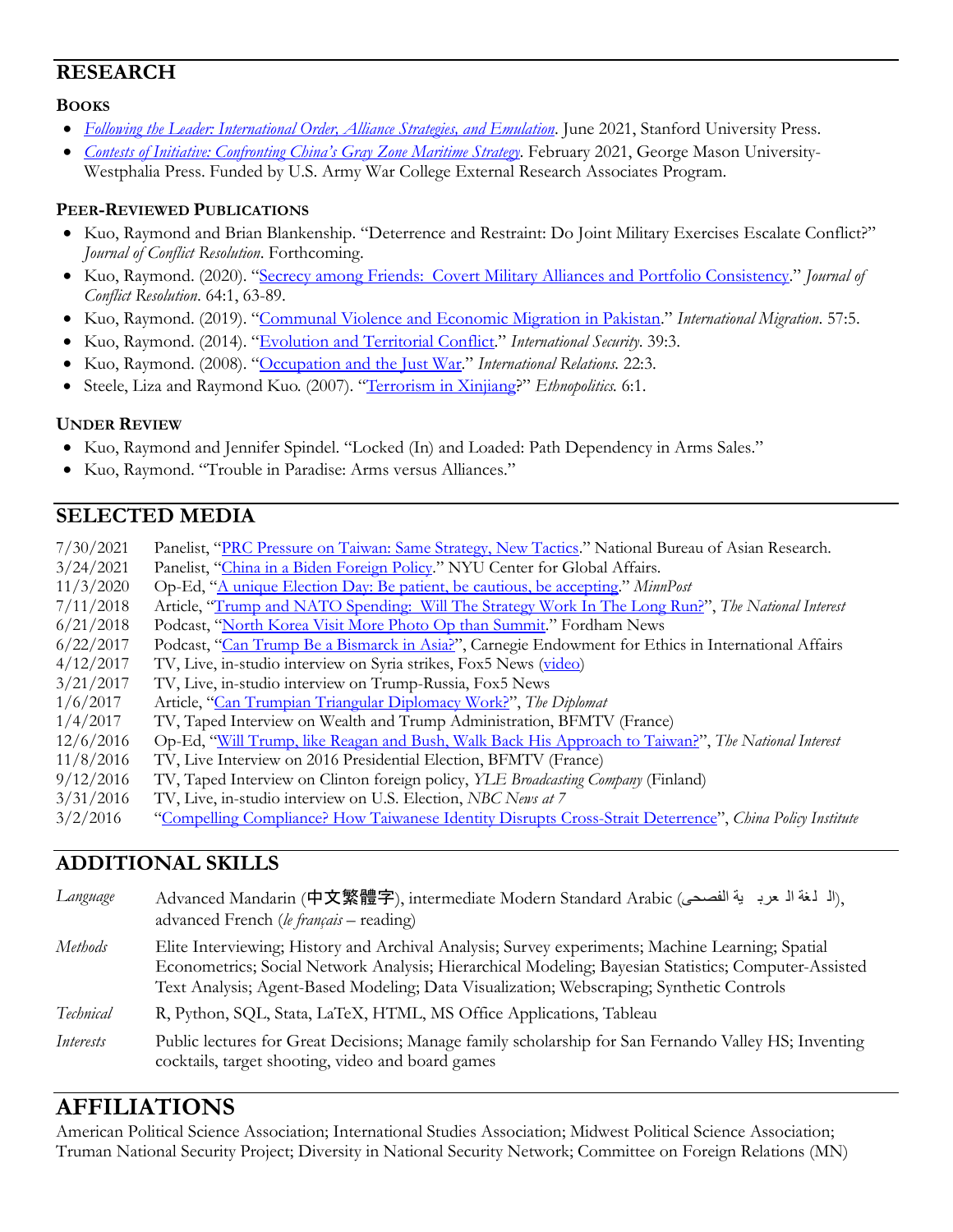## RESEARCH

### BOOKS

- *Following the Leader: International Order, Alliance Strategies, and Emulation*. June 2021, Stanford University Press.
- *Contests of Initiative: Confronting China's Gray Zone Maritime Strategy*. February 2021, George Mason University-Westphalia Press. Funded by U.S. Army War College External Research Associates Program.

### PEER-REVIEWED PUBLICATIONS

- Kuo, Raymond and Brian Blankenship. "Deterrence and Restraint: Do Joint Military Exercises Escalate Conflict?" *Journal of Conflict Resolution*. Forthcoming.
- Kuo, Raymond. (2020). "Secrecy among Friends: Covert Military Alliances and Portfolio Consistency." *Journal of Conflict Resolution*. 64:1, 63-89.
- Kuo, Raymond. (2019). "Communal Violence and Economic Migration in Pakistan." *International Migration*. 57:5.
- Kuo, Raymond. (2014). "Evolution and Territorial Conflict." *International Security*. 39:3.
- Kuo, Raymond. (2008). "Occupation and the Just War." *International Relations.* 22:3.
- Steele, Liza and Raymond Kuo. (2007). "Terrorism in Xinjiang?" *Ethnopolitics.* 6:1.

### UNDER REVIEW

- Kuo, Raymond and Jennifer Spindel. "Locked (In) and Loaded: Path Dependency in Arms Sales."
- Kuo, Raymond. "Trouble in Paradise: Arms versus Alliances."

## SELECTED MEDIA

| | |
|---|---|
| 7/30/2021 | Panelist, "PRC Pressure on Taiwan: Same Strategy, New Tactics." National Bureau of Asian Research. |
| 3/24/2021 | Panelist, "China in a Biden Foreign Policy." NYU Center for Global Affairs. |
| 11/3/2020 | Op-Ed, "A unique Election Day: Be patient, be cautious, be accepting." *MinnPost* |
| 7/11/2018 | Article, "Trump and NATO Spending: Will The Strategy Work In The Long Run?", *The National Interest* |
| 6/21/2018 | Podcast, "North Korea Visit More Photo Op than Summit." Fordham News |
| 6/22/2017 | Podcast, "Can Trump Be a Bismarck in Asia?", Carnegie Endowment for Ethics in International Affairs |
| 4/12/2017 | TV, Live, in-studio interview on Syria strikes, Fox5 News (video) |
| 3/21/2017 | TV, Live, in-studio interview on Trump-Russia, Fox5 News |
| 1/6/2017 | Article, "Can Trumpian Triangular Diplomacy Work?", *The Diplomat* |
| 1/4/2017 | TV, Taped Interview on Wealth and Trump Administration, BFMTV (France) |
| 12/6/2016 | Op-Ed, "Will Trump, like Reagan and Bush, Walk Back His Approach to Taiwan?", *The National Interest* |
| 11/8/2016 | TV, Live Interview on 2016 Presidential Election, BFMTV (France) |
| 9/12/2016 | TV, Taped Interview on Clinton foreign policy, *YLE Broadcasting Company* (Finland) |
| 3/31/2016 | TV, Live, in-studio interview on U.S. Election, *NBC News at 7* |
| 3/2/2016 | "Compelling Compliance? How Taiwanese Identity Disrupts Cross-Strait Deterrence", *China Policy Institute* |

## ADDITIONAL SKILLS

| | |
|---|---|
| *Language* | Advanced Mandarin (中文繁體字), intermediate Modern Standard Arabic (اللغة العربية الفصحى), advanced French (*le français* – reading) |
| *Methods* | Elite Interviewing; History and Archival Analysis; Survey experiments; Machine Learning; Spatial Econometrics; Social Network Analysis; Hierarchical Modeling; Bayesian Statistics; Computer-Assisted Text Analysis; Agent-Based Modeling; Data Visualization; Webscraping; Synthetic Controls |
| *Technical* | R, Python, SQL, Stata, LaTeX, HTML, MS Office Applications, Tableau |
| *Interests* | Public lectures for Great Decisions; Manage family scholarship for San Fernando Valley HS; Inventing cocktails, target shooting, video and board games |

## AFFILIATIONS

American Political Science Association; International Studies Association; Midwest Political Science Association; Truman National Security Project; Diversity in National Security Network; Committee on Foreign Relations (MN)